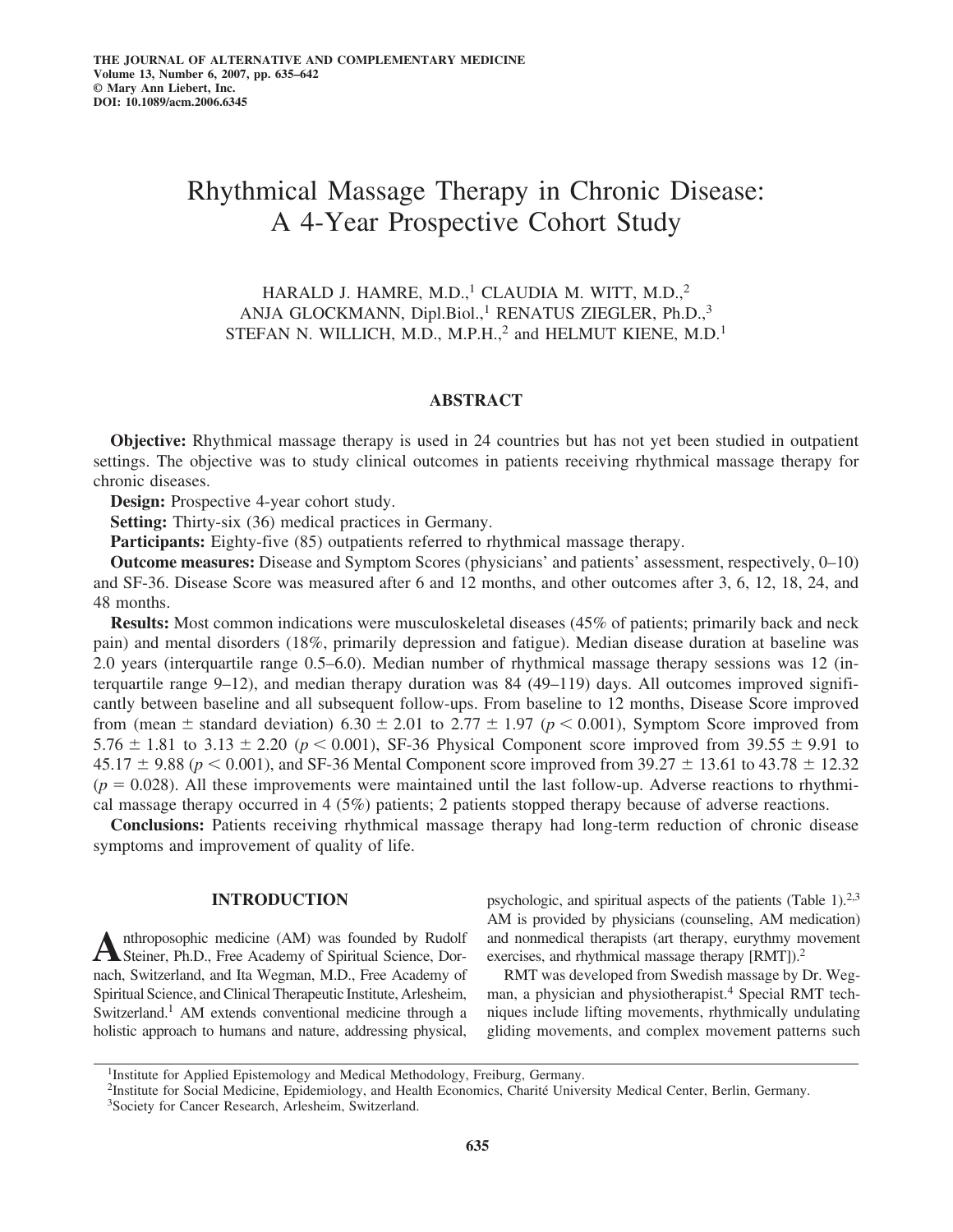# Rhythmical Massage Therapy in Chronic Disease: A 4-Year Prospective Cohort Study

HARALD J. HAMRE, M.D.,[1] CLAUDIA M. WITT, M.D.,[2] ANJA GLOCKMANN, Dipl.Biol.,[1] RENATUS ZIEGLER, Ph.D.,[3] STEFAN N. WILLICH, M.D., M.P.H.,[2] and HELMUT KIENE, M.D.[1]

## ABSTRACT

**Objective:** Rhythmical massage therapy is used in 24 countries but has not yet been studied in outpatient settings. The objective was to study clinical outcomes in patients receiving rhythmical massage therapy for chronic diseases.

**Design:** Prospective 4-year cohort study.

**Setting:** Thirty-six (36) medical practices in Germany.

**Participants:** Eighty-five (85) outpatients referred to rhythmical massage therapy.

**Outcome measures:** Disease and Symptom Scores (physicians' and patients' assessment, respectively, 0–10) and SF-36. Disease Score was measured after 6 and 12 months, and other outcomes after 3, 6, 12, 18, 24, and 48 months.

**Results:** Most common indications were musculoskeletal diseases (45% of patients; primarily back and neck pain) and mental disorders (18%, primarily depression and fatigue). Median disease duration at baseline was 2.0 years (interquartile range 0.5–6.0). Median number of rhythmical massage therapy sessions was 12 (interquartile range 9–12), and median therapy duration was 84 (49–119) days. All outcomes improved significantly between baseline and all subsequent follow-ups. From baseline to 12 months, Disease Score improved from (mean ± standard deviation) 6.30 ± 2.01 to 2.77 ± 1.97 ($p < 0.001$), Symptom Score improved from 5.76 ± 1.81 to 3.13 ± 2.20 ($p < 0.001$), SF-36 Physical Component score improved from 39.55 ± 9.91 to 45.17 ± 9.88 ($p < 0.001$), and SF-36 Mental Component score improved from 39.27 ± 13.61 to 43.78 ± 12.32 ($p = 0.028$). All these improvements were maintained until the last follow-up. Adverse reactions to rhythmical massage therapy occurred in 4 (5%) patients; 2 patients stopped therapy because of adverse reactions.

**Conclusions:** Patients receiving rhythmical massage therapy had long-term reduction of chronic disease symptoms and improvement of quality of life.

## INTRODUCTION

Anthroposophic medicine (AM) was founded by Rudolf Steiner, Ph.D., Free Academy of Spiritual Science, Dornach, Switzerland, and Ita Wegman, M.D., Free Academy of Spiritual Science, and Clinical Therapeutic Institute, Arlesheim, Switzerland.[1] AM extends conventional medicine through a holistic approach to humans and nature, addressing physical, psychologic, and spiritual aspects of the patients (Table 1).[2,3] AM is provided by physicians (counseling, AM medication) and nonmedical therapists (art therapy, eurythmy movement exercises, and rhythmical massage therapy [RMT]).[2]

RMT was developed from Swedish massage by Dr. Wegman, a physician and physiotherapist.[4] Special RMT techniques include lifting movements, rhythmically undulating gliding movements, and complex movement patterns such

[1]Institute for Applied Epistemology and Medical Methodology, Freiburg, Germany.

[2]Institute for Social Medicine, Epidemiology, and Health Economics, Charité University Medical Center, Berlin, Germany.

[3]Society for Cancer Research, Arlesheim, Switzerland.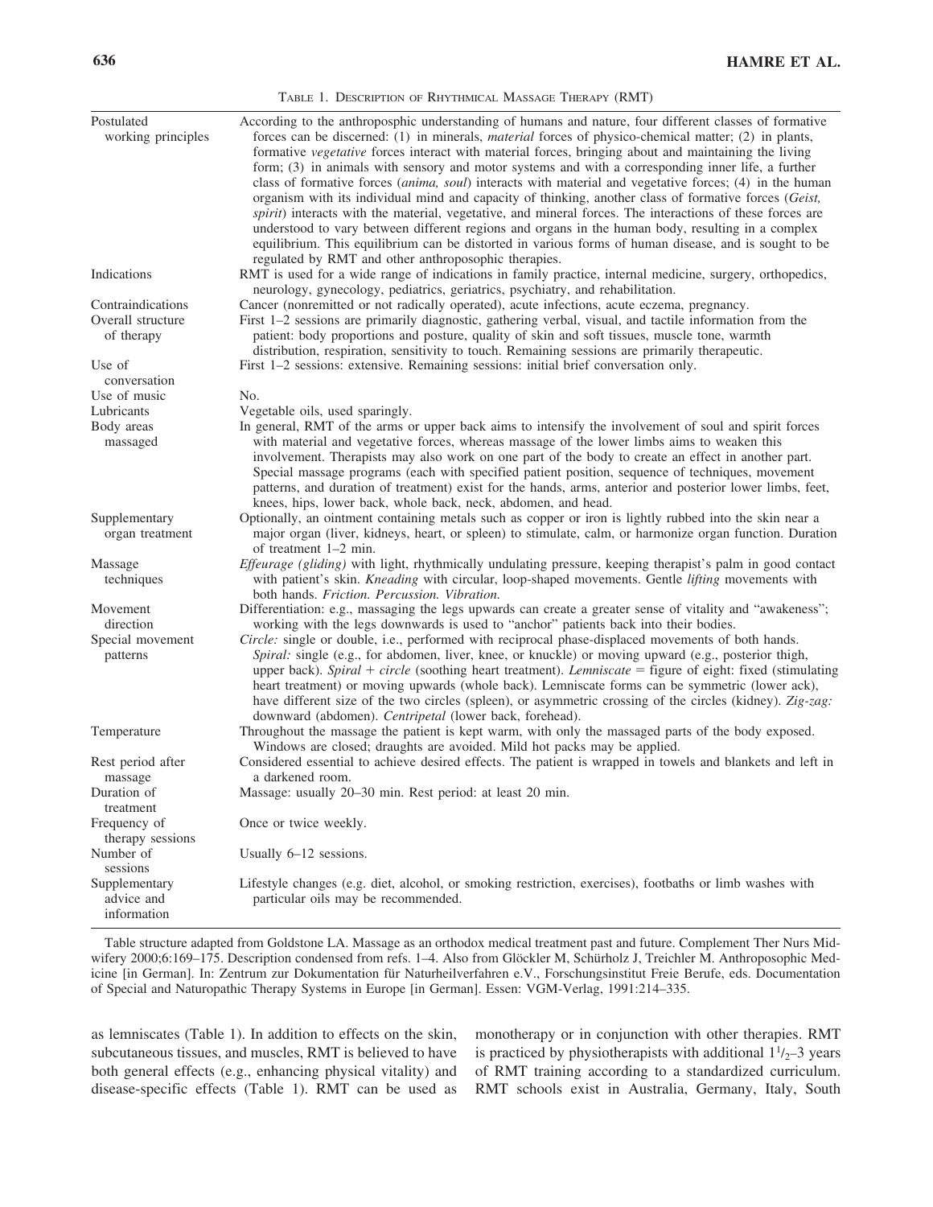Table 1. Description of Rhythmical Massage Therapy (RMT)

| | |
|---|---|
| Postulated working principles | According to the anthroposphic understanding of humans and nature, four different classes of formative forces can be discerned: (1) in minerals, *material* forces of physico-chemical matter; (2) in plants, formative *vegetative* forces interact with material forces, bringing about and maintaining the living form; (3) in animals with sensory and motor systems and with a corresponding inner life, a further class of formative forces (*anima, soul*) interacts with material and vegetative forces; (4) in the human organism with its individual mind and capacity of thinking, another class of formative forces (*Geist, spirit*) interacts with the material, vegetative, and mineral forces. The interactions of these forces are understood to vary between different regions and organs in the human body, resulting in a complex equilibrium. This equilibrium can be distorted in various forms of human disease, and is sought to be regulated by RMT and other anthroposophic therapies. |
| Indications | RMT is used for a wide range of indications in family practice, internal medicine, surgery, orthopedics, neurology, gynecology, pediatrics, geriatrics, psychiatry, and rehabilitation. |
| Contraindications | Cancer (nonremitted or not radically operated), acute infections, acute eczema, pregnancy. |
| Overall structure of therapy | First 1–2 sessions are primarily diagnostic, gathering verbal, visual, and tactile information from the patient: body proportions and posture, quality of skin and soft tissues, muscle tone, warmth distribution, respiration, sensitivity to touch. Remaining sessions are primarily therapeutic. |
| Use of conversation | First 1–2 sessions: extensive. Remaining sessions: initial brief conversation only. |
| Use of music | No. |
| Lubricants | Vegetable oils, used sparingly. |
| Body areas massaged | In general, RMT of the arms or upper back aims to intensify the involvement of soul and spirit forces with material and vegetative forces, whereas massage of the lower limbs aims to weaken this involvement. Therapists may also work on one part of the body to create an effect in another part. Special massage programs (each with specified patient position, sequence of techniques, movement patterns, and duration of treatment) exist for the hands, arms, anterior and posterior lower limbs, feet, knees, hips, lower back, whole back, neck, abdomen, and head. |
| Supplementary organ treatment | Optionally, an ointment containing metals such as copper or iron is lightly rubbed into the skin near a major organ (liver, kidneys, heart, or spleen) to stimulate, calm, or harmonize organ function. Duration of treatment 1–2 min. |
| Massage techniques | *Effeurage (gliding)* with light, rhythmically undulating pressure, keeping therapist's palm in good contact with patient's skin. *Kneading* with circular, loop-shaped movements. Gentle *lifting* movements with both hands. *Friction. Percussion. Vibration.* |
| Movement direction | Differentiation: e.g., massaging the legs upwards can create a greater sense of vitality and "awakeness"; working with the legs downwards is used to "anchor" patients back into their bodies. |
| Special movement patterns | *Circle:* single or double, i.e., performed with reciprocal phase-displaced movements of both hands. *Spiral:* single (e.g., for abdomen, liver, knee, or knuckle) or moving upward (e.g., posterior thigh, upper back). *Spiral + circle* (soothing heart treatment). *Lemniscate* = figure of eight: fixed (stimulating heart treatment) or moving upwards (whole back). Lemniscate forms can be symmetric (lower ack), have different size of the two circles (spleen), or asymmetric crossing of the circles (kidney). *Zig-zag:* downward (abdomen). *Centripetal* (lower back, forehead). |
| Temperature | Throughout the massage the patient is kept warm, with only the massaged parts of the body exposed. Windows are closed; draughts are avoided. Mild hot packs may be applied. |
| Rest period after massage | Considered essential to achieve desired effects. The patient is wrapped in towels and blankets and left in a darkened room. |
| Duration of treatment | Massage: usually 20–30 min. Rest period: at least 20 min. |
| Frequency of therapy sessions | Once or twice weekly. |
| Number of sessions | Usually 6–12 sessions. |
| Supplementary advice and information | Lifestyle changes (e.g. diet, alcohol, or smoking restriction, exercises), footbaths or limb washes with particular oils may be recommended. |

Table structure adapted from Goldstone LA. Massage as an orthodox medical treatment past and future. Complement Ther Nurs Midwifery 2000;6:169–175. Description condensed from refs. 1–4. Also from Glöckler M, Schürholz J, Treichler M. Anthroposophic Medicine [in German]. In: Zentrum zur Dokumentation für Naturheilverfahren e.V., Forschungsinstitut Freie Berufe, eds. Documentation of Special and Naturopathic Therapy Systems in Europe [in German]. Essen: VGM-Verlag, 1991:214–335.

as lemniscates (Table 1). In addition to effects on the skin, subcutaneous tissues, and muscles, RMT is believed to have both general effects (e.g., enhancing physical vitality) and disease-specific effects (Table 1). RMT can be used as monotherapy or in conjunction with other therapies. RMT is practiced by physiotherapists with additional $1^{1}/_{2}$–3 years of RMT training according to a standardized curriculum. RMT schools exist in Australia, Germany, Italy, South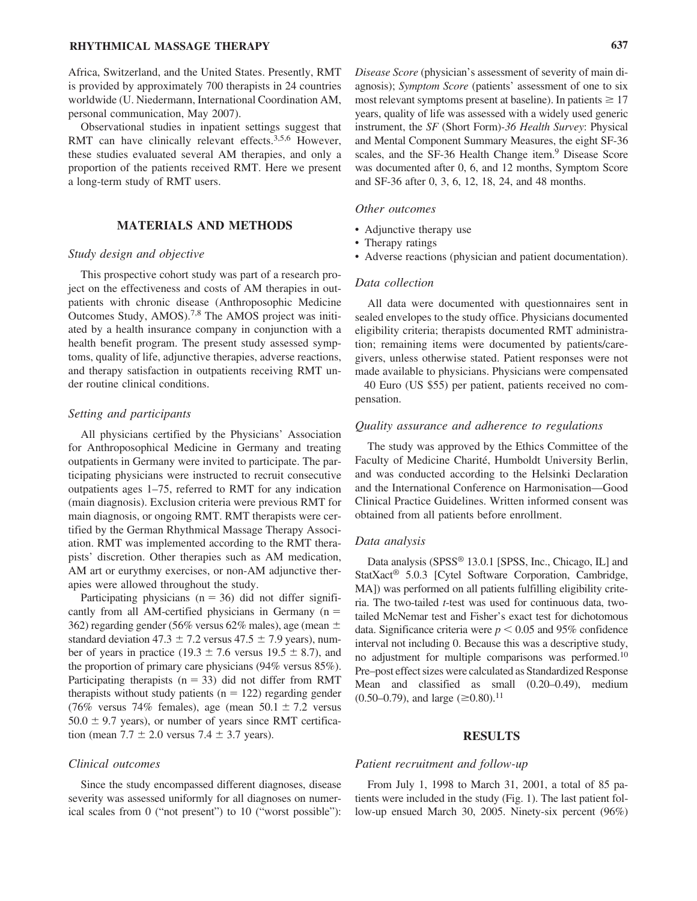Africa, Switzerland, and the United States. Presently, RMT is provided by approximately 700 therapists in 24 countries worldwide (U. Niedermann, International Coordination AM, personal communication, May 2007).

Observational studies in inpatient settings suggest that RMT can have clinically relevant effects.[3,5,6] However, these studies evaluated several AM therapies, and only a proportion of the patients received RMT. Here we present a long-term study of RMT users.

## MATERIALS AND METHODS

### *Study design and objective*

This prospective cohort study was part of a research project on the effectiveness and costs of AM therapies in outpatients with chronic disease (Anthroposophic Medicine Outcomes Study, AMOS).[7,8] The AMOS project was initiated by a health insurance company in conjunction with a health benefit program. The present study assessed symptoms, quality of life, adjunctive therapies, adverse reactions, and therapy satisfaction in outpatients receiving RMT under routine clinical conditions.

### *Setting and participants*

All physicians certified by the Physicians' Association for Anthroposophical Medicine in Germany and treating outpatients in Germany were invited to participate. The participating physicians were instructed to recruit consecutive outpatients ages 1–75, referred to RMT for any indication (main diagnosis). Exclusion criteria were previous RMT for main diagnosis, or ongoing RMT. RMT therapists were certified by the German Rhythmical Massage Therapy Association. RMT was implemented according to the RMT therapists' discretion. Other therapies such as AM medication, AM art or eurythmy exercises, or non-AM adjunctive therapies were allowed throughout the study.

Participating physicians ($n = 36$) did not differ significantly from all AM-certified physicians in Germany ($n = 362$) regarding gender (56% versus 62% males), age (mean $\pm$ standard deviation $47.3 \pm 7.2$ versus $47.5 \pm 7.9$ years), number of years in practice ($19.3 \pm 7.6$ versus $19.5 \pm 8.7$), and the proportion of primary care physicians (94% versus 85%). Participating therapists ($n = 33$) did not differ from RMT therapists without study patients ($n = 122$) regarding gender (76% versus 74% females), age (mean $50.1 \pm 7.2$ versus $50.0 \pm 9.7$ years), or number of years since RMT certification (mean $7.7 \pm 2.0$ versus $7.4 \pm 3.7$ years).

### *Clinical outcomes*

Since the study encompassed different diagnoses, disease severity was assessed uniformly for all diagnoses on numerical scales from 0 ("not present") to 10 ("worst possible"): *Disease Score* (physician's assessment of severity of main diagnosis); *Symptom Score* (patients' assessment of one to six most relevant symptoms present at baseline). In patients $\geq 17$ years, quality of life was assessed with a widely used generic instrument, the *SF* (Short Form)*-36 Health Survey*: Physical and Mental Component Summary Measures, the eight SF-36 scales, and the SF-36 Health Change item.[9] Disease Score was documented after 0, 6, and 12 months, Symptom Score and SF-36 after 0, 3, 6, 12, 18, 24, and 48 months.

### *Other outcomes*

- Adjunctive therapy use
- Therapy ratings
- Adverse reactions (physician and patient documentation).

### *Data collection*

All data were documented with questionnaires sent in sealed envelopes to the study office. Physicians documented eligibility criteria; therapists documented RMT administration; remaining items were documented by patients/caregivers, unless otherwise stated. Patient responses were not made available to physicians. Physicians were compensated 40 Euro (US \$55) per patient, patients received no compensation.

### *Quality assurance and adherence to regulations*

The study was approved by the Ethics Committee of the Faculty of Medicine Charité, Humboldt University Berlin, and was conducted according to the Helsinki Declaration and the International Conference on Harmonisation—Good Clinical Practice Guidelines. Written informed consent was obtained from all patients before enrollment.

### *Data analysis*

Data analysis (SPSS® 13.0.1 [SPSS, Inc., Chicago, IL] and StatXact® 5.0.3 [Cytel Software Corporation, Cambridge, MA]) was performed on all patients fulfilling eligibility criteria. The two-tailed *t*-test was used for continuous data, two-tailed McNemar test and Fisher's exact test for dichotomous data. Significance criteria were $p < 0.05$ and 95% confidence interval not including 0. Because this was a descriptive study, no adjustment for multiple comparisons was performed.[10] Pre–post effect sizes were calculated as Standardized Response Mean and classified as small (0.20–0.49), medium (0.50–0.79), and large ($\geq 0.80$).[11]

## RESULTS

### *Patient recruitment and follow-up*

From July 1, 1998 to March 31, 2001, a total of 85 patients were included in the study (Fig. 1). The last patient follow-up ensued March 30, 2005. Ninety-six percent (96%)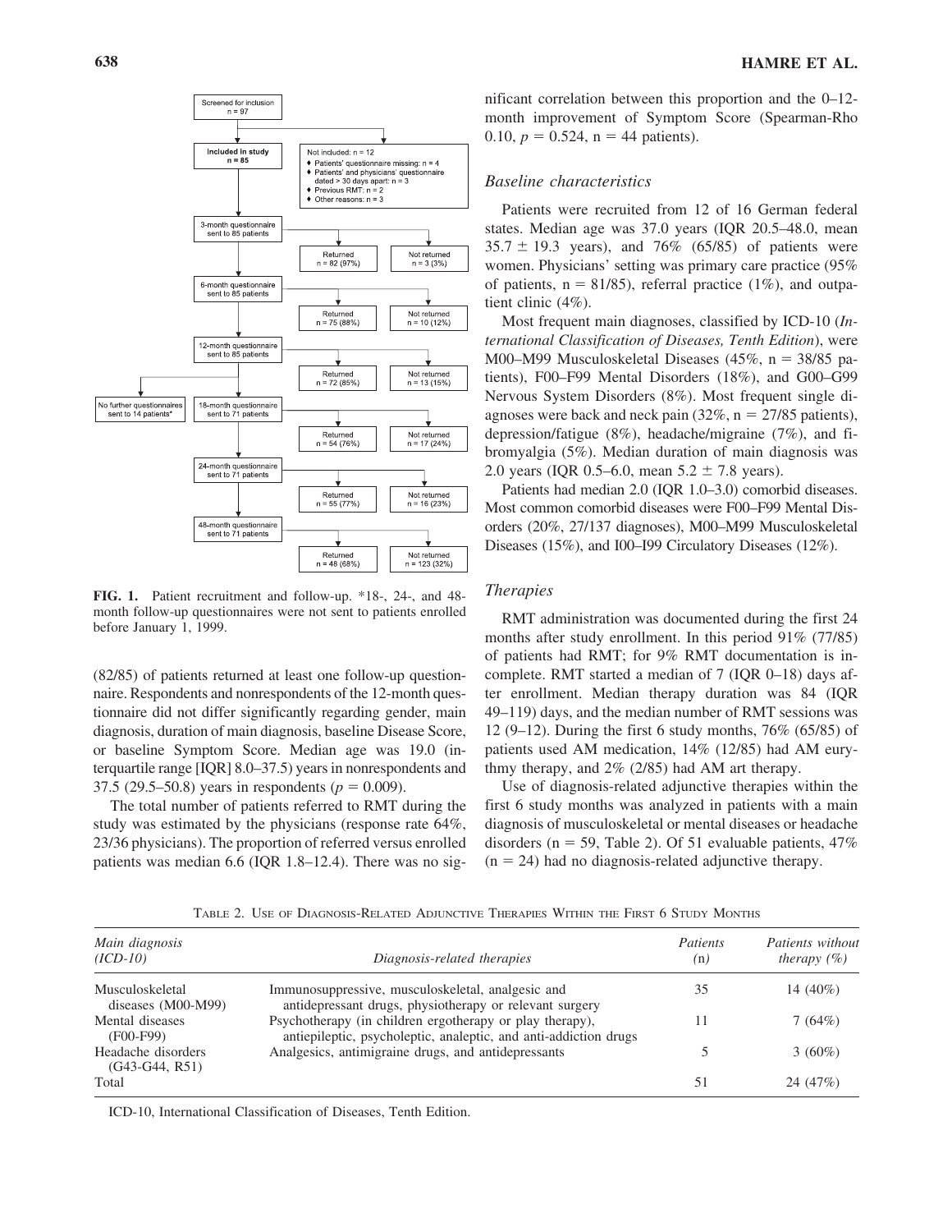Screened for inclusion
n = 97

Included in study
n = 85

Not included: n = 12
- Patients' questionnaire missing: n = 4
- Patients' and physicians' questionnaire dated > 30 days apart: n = 3
- Previous RMT: n = 2
- Other reasons: n = 3

3-month questionnaire sent to 85 patients — Returned n = 82 (97%); Not returned n = 3 (3%)

6-month questionnaire sent to 85 patients — Returned n = 75 (88%); Not returned n = 10 (12%)

12-month questionnaire sent to 85 patients — Returned n = 72 (85%); Not returned n = 13 (15%)

No further questionnaires sent to 14 patients*

18-month questionnaire sent to 71 patients — Returned n = 54 (76%); Not returned n = 17 (24%)

24-month questionnaire sent to 71 patients — Returned n = 55 (77%); Not returned n = 16 (23%)

48-month questionnaire sent to 71 patients — Returned n = 48 (68%); Not returned n = 123 (32%)

**FIG. 1.** Patient recruitment and follow-up. *18-, 24-, and 48-month follow-up questionnaires were not sent to patients enrolled before January 1, 1999.

(82/85) of patients returned at least one follow-up questionnaire. Respondents and nonrespondents of the 12-month questionnaire did not differ significantly regarding gender, main diagnosis, duration of main diagnosis, baseline Disease Score, or baseline Symptom Score. Median age was 19.0 (interquartile range [IQR] 8.0–37.5) years in nonrespondents and 37.5 (29.5–50.8) years in respondents ($p = 0.009$).

The total number of patients referred to RMT during the study was estimated by the physicians (response rate 64%, 23/36 physicians). The proportion of referred versus enrolled patients was median 6.6 (IQR 1.8–12.4). There was no significant correlation between this proportion and the 0–12-month improvement of Symptom Score (Spearman-Rho 0.10, $p = 0.524$, n = 44 patients).

### *Baseline characteristics*

Patients were recruited from 12 of 16 German federal states. Median age was 37.0 years (IQR 20.5–48.0, mean 35.7 ± 19.3 years), and 76% (65/85) of patients were women. Physicians' setting was primary care practice (95% of patients, n = 81/85), referral practice (1%), and outpatient clinic (4%).

Most frequent main diagnoses, classified by ICD-10 (*International Classification of Diseases, Tenth Edition*), were M00–M99 Musculoskeletal Diseases (45%, n = 38/85 patients), F00–F99 Mental Disorders (18%), and G00–G99 Nervous System Disorders (8%). Most frequent single diagnoses were back and neck pain (32%, n = 27/85 patients), depression/fatigue (8%), headache/migraine (7%), and fibromyalgia (5%). Median duration of main diagnosis was 2.0 years (IQR 0.5–6.0, mean 5.2 ± 7.8 years).

Patients had median 2.0 (IQR 1.0–3.0) comorbid diseases. Most common comorbid diseases were F00–F99 Mental Disorders (20%, 27/137 diagnoses), M00–M99 Musculoskeletal Diseases (15%), and I00–I99 Circulatory Diseases (12%).

### *Therapies*

RMT administration was documented during the first 24 months after study enrollment. In this period 91% (77/85) of patients had RMT; for 9% RMT documentation is incomplete. RMT started a median of 7 (IQR 0–18) days after enrollment. Median therapy duration was 84 (IQR 49–119) days, and the median number of RMT sessions was 12 (9–12). During the first 6 study months, 76% (65/85) of patients used AM medication, 14% (12/85) had AM eurythmy therapy, and 2% (2/85) had AM art therapy.

Use of diagnosis-related adjunctive therapies within the first 6 study months was analyzed in patients with a main diagnosis of musculoskeletal or mental diseases or headache disorders (n = 59, Table 2). Of 51 evaluable patients, 47% (n = 24) had no diagnosis-related adjunctive therapy.

TABLE 2. USE OF DIAGNOSIS-RELATED ADJUNCTIVE THERAPIES WITHIN THE FIRST 6 STUDY MONTHS

| *Main diagnosis (ICD-10)* | *Diagnosis-related therapies* | *Patients (n)* | *Patients without therapy (%)* |
|---|---|---|---|
| Musculoskeletal diseases (M00-M99) | Immunosuppressive, musculoskeletal, analgesic and antidepressant drugs, physiotherapy or relevant surgery | 35 | 14 (40%) |
| Mental diseases (F00-F99) | Psychotherapy (in children ergotherapy or play therapy), antiepileptic, psycholeptic, analeptic, and anti-addiction drugs | 11 | 7 (64%) |
| Headache disorders (G43-G44, R51) | Analgesics, antimigraine drugs, and antidepressants | 5 | 3 (60%) |
| Total | | 51 | 24 (47%) |

ICD-10, International Classification of Diseases, Tenth Edition.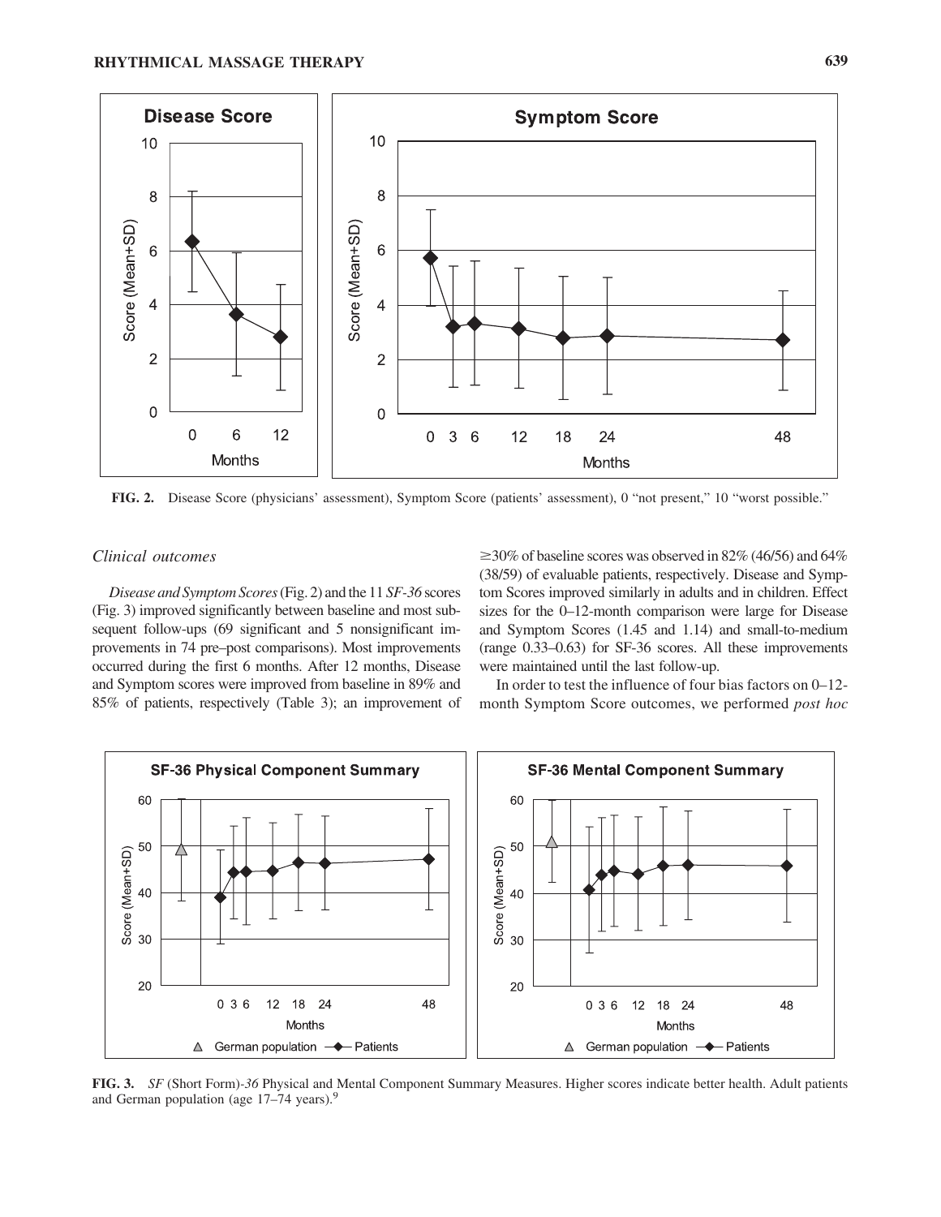FIG. 2. Disease Score (physicians' assessment), Symptom Score (patients' assessment), 0 "not present," 10 "worst possible."

### *Clinical outcomes*

*Disease and Symptom Scores* (Fig. 2) and the 11 *SF-36* scores (Fig. 3) improved significantly between baseline and most subsequent follow-ups (69 significant and 5 nonsignificant improvements in 74 pre–post comparisons). Most improvements occurred during the first 6 months. After 12 months, Disease and Symptom scores were improved from baseline in 89% and 85% of patients, respectively (Table 3); an improvement of ≥30% of baseline scores was observed in 82% (46/56) and 64% (38/59) of evaluable patients, respectively. Disease and Symptom Scores improved similarly in adults and in children. Effect sizes for the 0–12-month comparison were large for Disease and Symptom Scores (1.45 and 1.14) and small-to-medium (range 0.33–0.63) for SF-36 scores. All these improvements were maintained until the last follow-up.

In order to test the influence of four bias factors on 0–12-month Symptom Score outcomes, we performed *post hoc*

FIG. 3. *SF* (Short Form)*-36* Physical and Mental Component Summary Measures. Higher scores indicate better health. Adult patients and German population (age 17–74 years).[9]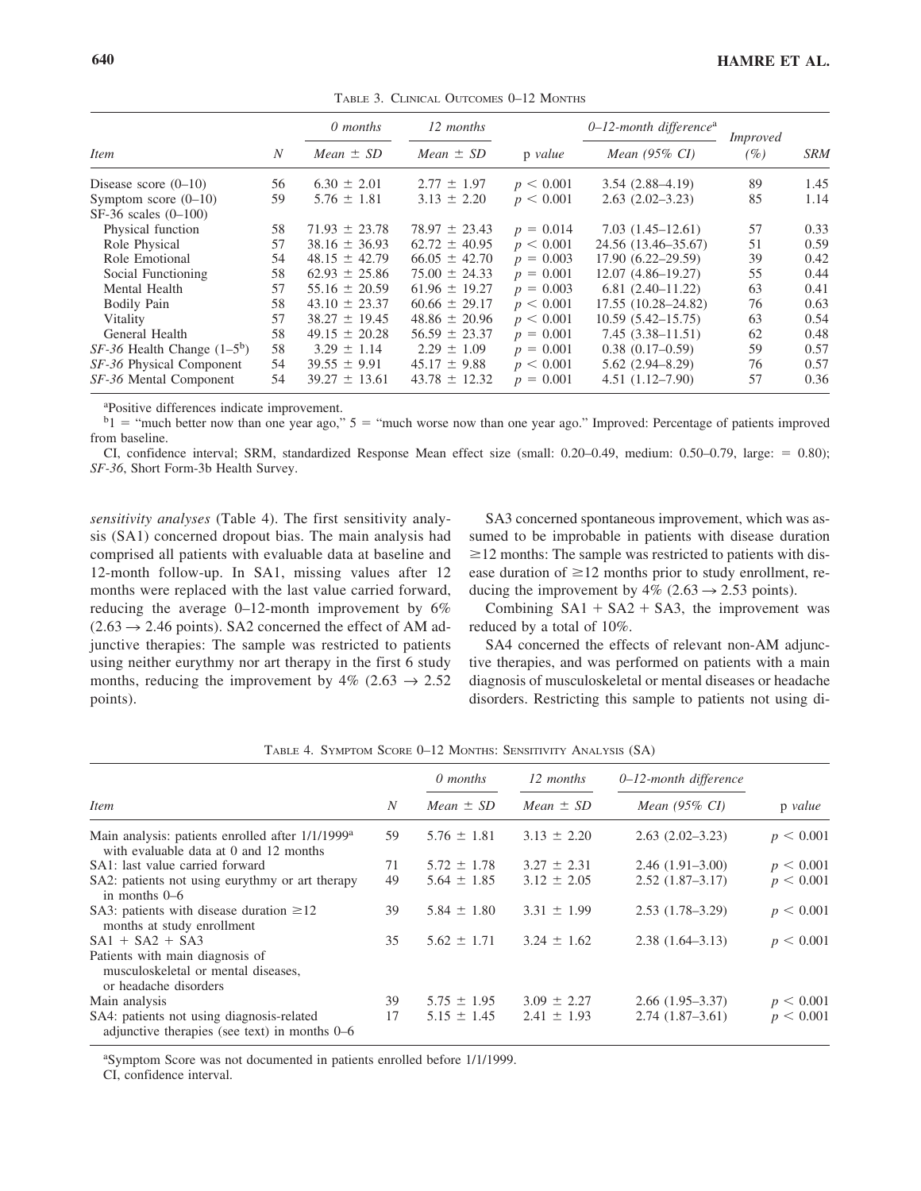Table 3. Clinical Outcomes 0–12 Months

| Item | N | 0 months | 12 months | p value | 0–12-month difference[a] | Improved | SRM |
|---|---|---|---|---|---|---|---|
| | | Mean ± SD | Mean ± SD | | Mean (95% CI) | (%) | |
| Disease score (0–10) | 56 | 6.30 ± 2.01 | 2.77 ± 1.97 | $p < 0.001$ | 3.54 (2.88–4.19) | 89 | 1.45 |
| Symptom score (0–10) | 59 | 5.76 ± 1.81 | 3.13 ± 2.20 | $p < 0.001$ | 2.63 (2.02–3.23) | 85 | 1.14 |
| SF-36 scales (0–100) | | | | | | | |
| Physical function | 58 | 71.93 ± 23.78 | 78.97 ± 23.43 | $p = 0.014$ | 7.03 (1.45–12.61) | 57 | 0.33 |
| Role Physical | 57 | 38.16 ± 36.93 | 62.72 ± 40.95 | $p < 0.001$ | 24.56 (13.46–35.67) | 51 | 0.59 |
| Role Emotional | 54 | 48.15 ± 42.79 | 66.05 ± 42.70 | $p = 0.003$ | 17.90 (6.22–29.59) | 39 | 0.42 |
| Social Functioning | 58 | 62.93 ± 25.86 | 75.00 ± 24.33 | $p = 0.001$ | 12.07 (4.86–19.27) | 55 | 0.44 |
| Mental Health | 57 | 55.16 ± 20.59 | 61.96 ± 19.27 | $p = 0.003$ | 6.81 (2.40–11.22) | 63 | 0.41 |
| Bodily Pain | 58 | 43.10 ± 23.37 | 60.66 ± 29.17 | $p < 0.001$ | 17.55 (10.28–24.82) | 76 | 0.63 |
| Vitality | 57 | 38.27 ± 19.45 | 48.86 ± 20.96 | $p < 0.001$ | 10.59 (5.42–15.75) | 63 | 0.54 |
| General Health | 58 | 49.15 ± 20.28 | 56.59 ± 23.37 | $p = 0.001$ | 7.45 (3.38–11.51) | 62 | 0.48 |
| *SF-36* Health Change (1–5[b]) | 58 | 3.29 ± 1.14 | 2.29 ± 1.09 | $p = 0.001$ | 0.38 (0.17–0.59) | 59 | 0.57 |
| *SF-36* Physical Component | 54 | 39.55 ± 9.91 | 45.17 ± 9.88 | $p < 0.001$ | 5.62 (2.94–8.29) | 76 | 0.57 |
| *SF-36* Mental Component | 54 | 39.27 ± 13.61 | 43.78 ± 12.32 | $p = 0.001$ | 4.51 (1.12–7.90) | 57 | 0.36 |

[a]Positive differences indicate improvement.
[b]1 = "much better now than one year ago," 5 = "much worse now than one year ago." Improved: Percentage of patients improved from baseline.
CI, confidence interval; SRM, standardized Response Mean effect size (small: 0.20–0.49, medium: 0.50–0.79, large: = 0.80); *SF-36*, Short Form-3b Health Survey.

*sensitivity analyses* (Table 4). The first sensitivity analysis (SA1) concerned dropout bias. The main analysis had comprised all patients with evaluable data at baseline and 12-month follow-up. In SA1, missing values after 12 months were replaced with the last value carried forward, reducing the average 0–12-month improvement by 6% (2.63 → 2.46 points). SA2 concerned the effect of AM adjunctive therapies: The sample was restricted to patients using neither eurythmy nor art therapy in the first 6 study months, reducing the improvement by 4% (2.63 → 2.52 points).

SA3 concerned spontaneous improvement, which was assumed to be improbable in patients with disease duration ≥12 months: The sample was restricted to patients with disease duration of ≥12 months prior to study enrollment, reducing the improvement by 4% (2.63 → 2.53 points).

Combining SA1 + SA2 + SA3, the improvement was reduced by a total of 10%.

SA4 concerned the effects of relevant non-AM adjunctive therapies, and was performed on patients with a main diagnosis of musculoskeletal or mental diseases or headache disorders. Restricting this sample to patients not using di-

Table 4. Symptom Score 0–12 Months: Sensitivity Analysis (SA)

| Item | N | 0 months | 12 months | 0–12-month difference | p value |
|---|---|---|---|---|---|
| | | Mean ± SD | Mean ± SD | Mean (95% CI) | |
| Main analysis: patients enrolled after 1/1/1999[a] with evaluable data at 0 and 12 months | 59 | 5.76 ± 1.81 | 3.13 ± 2.20 | 2.63 (2.02–3.23) | $p < 0.001$ |
| SA1: last value carried forward | 71 | 5.72 ± 1.78 | 3.27 ± 2.31 | 2.46 (1.91–3.00) | $p < 0.001$ |
| SA2: patients not using eurythmy or art therapy in months 0–6 | 49 | 5.64 ± 1.85 | 3.12 ± 2.05 | 2.52 (1.87–3.17) | $p < 0.001$ |
| SA3: patients with disease duration ≥12 months at study enrollment | 39 | 5.84 ± 1.80 | 3.31 ± 1.99 | 2.53 (1.78–3.29) | $p < 0.001$ |
| SA1 + SA2 + SA3 | 35 | 5.62 ± 1.71 | 3.24 ± 1.62 | 2.38 (1.64–3.13) | $p < 0.001$ |
| Patients with main diagnosis of musculoskeletal or mental diseases, or headache disorders | | | | | |
| Main analysis | 39 | 5.75 ± 1.95 | 3.09 ± 2.27 | 2.66 (1.95–3.37) | $p < 0.001$ |
| SA4: patients not using diagnosis-related adjunctive therapies (see text) in months 0–6 | 17 | 5.15 ± 1.45 | 2.41 ± 1.93 | 2.74 (1.87–3.61) | $p < 0.001$ |

[a]Symptom Score was not documented in patients enrolled before 1/1/1999.
CI, confidence interval.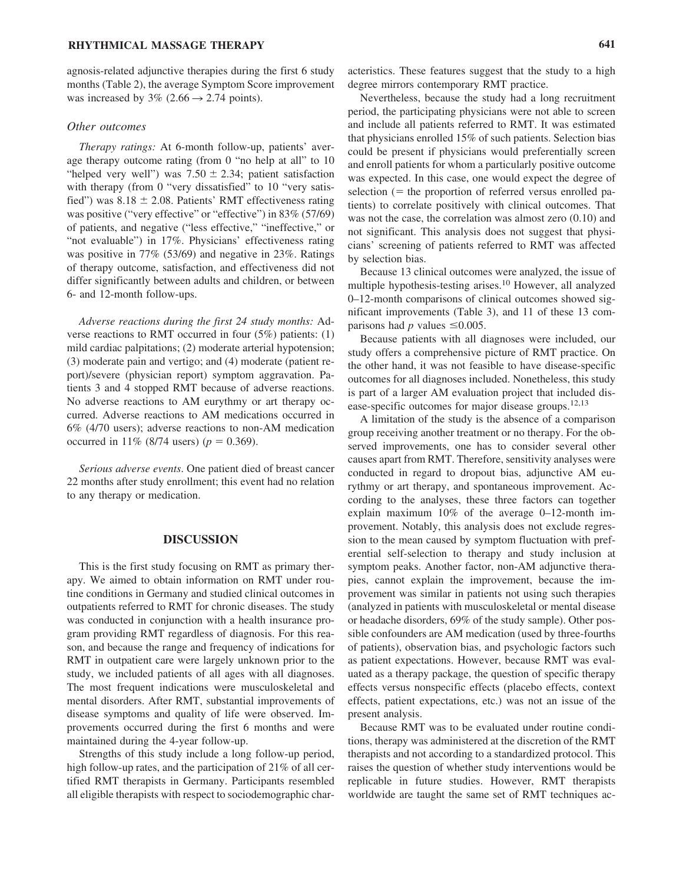agnosis-related adjunctive therapies during the first 6 study months (Table 2), the average Symptom Score improvement was increased by 3% (2.66 → 2.74 points).

### Other outcomes

*Therapy ratings:* At 6-month follow-up, patients' average therapy outcome rating (from 0 "no help at all" to 10 "helped very well") was 7.50 ± 2.34; patient satisfaction with therapy (from 0 "very dissatisfied" to 10 "very satisfied") was 8.18 ± 2.08. Patients' RMT effectiveness rating was positive ("very effective" or "effective") in 83% (57/69) of patients, and negative ("less effective," "ineffective," or "not evaluable") in 17%. Physicians' effectiveness rating was positive in 77% (53/69) and negative in 23%. Ratings of therapy outcome, satisfaction, and effectiveness did not differ significantly between adults and children, or between 6- and 12-month follow-ups.

*Adverse reactions during the first 24 study months:* Adverse reactions to RMT occurred in four (5%) patients: (1) mild cardiac palpitations; (2) moderate arterial hypotension; (3) moderate pain and vertigo; and (4) moderate (patient report)/severe (physician report) symptom aggravation. Patients 3 and 4 stopped RMT because of adverse reactions. No adverse reactions to AM eurythmy or art therapy occurred. Adverse reactions to AM medications occurred in 6% (4/70 users); adverse reactions to non-AM medication occurred in 11% (8/74 users) ($p = 0.369$).

*Serious adverse events.* One patient died of breast cancer 22 months after study enrollment; this event had no relation to any therapy or medication.

## DISCUSSION

This is the first study focusing on RMT as primary therapy. We aimed to obtain information on RMT under routine conditions in Germany and studied clinical outcomes in outpatients referred to RMT for chronic diseases. The study was conducted in conjunction with a health insurance program providing RMT regardless of diagnosis. For this reason, and because the range and frequency of indications for RMT in outpatient care were largely unknown prior to the study, we included patients of all ages with all diagnoses. The most frequent indications were musculoskeletal and mental disorders. After RMT, substantial improvements of disease symptoms and quality of life were observed. Improvements occurred during the first 6 months and were maintained during the 4-year follow-up.

Strengths of this study include a long follow-up period, high follow-up rates, and the participation of 21% of all certified RMT therapists in Germany. Participants resembled all eligible therapists with respect to sociodemographic characteristics. These features suggest that the study to a high degree mirrors contemporary RMT practice.

Nevertheless, because the study had a long recruitment period, the participating physicians were not able to screen and include all patients referred to RMT. It was estimated that physicians enrolled 15% of such patients. Selection bias could be present if physicians would preferentially screen and enroll patients for whom a particularly positive outcome was expected. In this case, one would expect the degree of selection (= the proportion of referred versus enrolled patients) to correlate positively with clinical outcomes. That was not the case, the correlation was almost zero (0.10) and not significant. This analysis does not suggest that physicians' screening of patients referred to RMT was affected by selection bias.

Because 13 clinical outcomes were analyzed, the issue of multiple hypothesis-testing arises.[10] However, all analyzed 0–12-month comparisons of clinical outcomes showed significant improvements (Table 3), and 11 of these 13 comparisons had $p$ values $\leq 0.005$.

Because patients with all diagnoses were included, our study offers a comprehensive picture of RMT practice. On the other hand, it was not feasible to have disease-specific outcomes for all diagnoses included. Nonetheless, this study is part of a larger AM evaluation project that included disease-specific outcomes for major disease groups.[12,13]

A limitation of the study is the absence of a comparison group receiving another treatment or no therapy. For the observed improvements, one has to consider several other causes apart from RMT. Therefore, sensitivity analyses were conducted in regard to dropout bias, adjunctive AM eurythmy or art therapy, and spontaneous improvement. According to the analyses, these three factors can together explain maximum 10% of the average 0–12-month improvement. Notably, this analysis does not exclude regression to the mean caused by symptom fluctuation with preferential self-selection to therapy and study inclusion at symptom peaks. Another factor, non-AM adjunctive therapies, cannot explain the improvement, because the improvement was similar in patients not using such therapies (analyzed in patients with musculoskeletal or mental disease or headache disorders, 69% of the study sample). Other possible confounders are AM medication (used by three-fourths of patients), observation bias, and psychologic factors such as patient expectations. However, because RMT was evaluated as a therapy package, the question of specific therapy effects versus nonspecific effects (placebo effects, context effects, patient expectations, etc.) was not an issue of the present analysis.

Because RMT was to be evaluated under routine conditions, therapy was administered at the discretion of the RMT therapists and not according to a standardized protocol. This raises the question of whether study interventions would be replicable in future studies. However, RMT therapists worldwide are taught the same set of RMT techniques ac-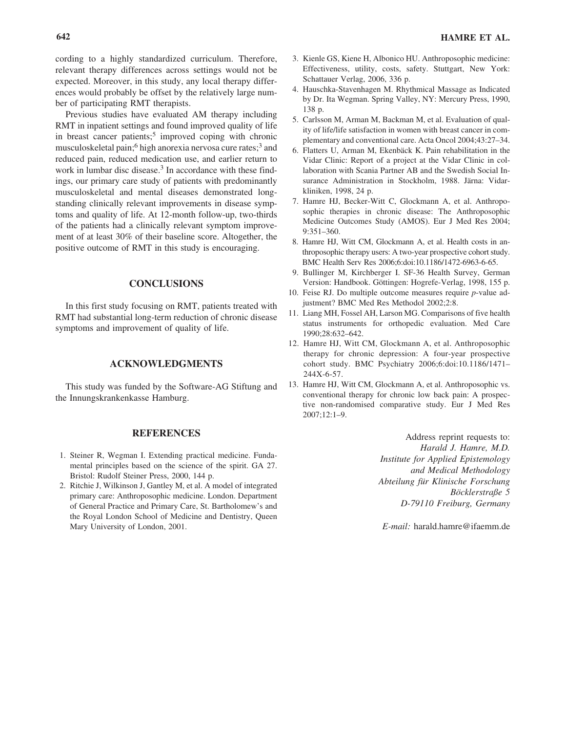cording to a highly standardized curriculum. Therefore, relevant therapy differences across settings would not be expected. Moreover, in this study, any local therapy differences would probably be offset by the relatively large number of participating RMT therapists.

Previous studies have evaluated AM therapy including RMT in inpatient settings and found improved quality of life in breast cancer patients;[5] improved coping with chronic musculoskeletal pain;[6] high anorexia nervosa cure rates;[3] and reduced pain, reduced medication use, and earlier return to work in lumbar disc disease.[3] In accordance with these findings, our primary care study of patients with predominantly musculoskeletal and mental diseases demonstrated longstanding clinically relevant improvements in disease symptoms and quality of life. At 12-month follow-up, two-thirds of the patients had a clinically relevant symptom improvement of at least 30% of their baseline score. Altogether, the positive outcome of RMT in this study is encouraging.

## CONCLUSIONS

In this first study focusing on RMT, patients treated with RMT had substantial long-term reduction of chronic disease symptoms and improvement of quality of life.

## ACKNOWLEDGMENTS

This study was funded by the Software-AG Stiftung and the Innungskrankenkasse Hamburg.

## REFERENCES

1. Steiner R, Wegman I. Extending practical medicine. Fundamental principles based on the science of the spirit. GA 27. Bristol: Rudolf Steiner Press, 2000, 144 p.
2. Ritchie J, Wilkinson J, Gantley M, et al. A model of integrated primary care: Anthroposophic medicine. London. Department of General Practice and Primary Care, St. Bartholomew's and the Royal London School of Medicine and Dentistry, Queen Mary University of London, 2001.
3. Kienle GS, Kiene H, Albonico HU. Anthroposophic medicine: Effectiveness, utility, costs, safety. Stuttgart, New York: Schattauer Verlag, 2006, 336 p.
4. Hauschka-Stavenhagen M. Rhythmical Massage as Indicated by Dr. Ita Wegman. Spring Valley, NY: Mercury Press, 1990, 138 p.
5. Carlsson M, Arman M, Backman M, et al. Evaluation of quality of life/life satisfaction in women with breast cancer in complementary and conventional care. Acta Oncol 2004;43:27–34.
6. Flatters U, Arman M, Ekenbäck K. Pain rehabilitation in the Vidar Clinic: Report of a project at the Vidar Clinic in collaboration with Scania Partner AB and the Swedish Social Insurance Administration in Stockholm, 1988. Järna: Vidarkliniken, 1998, 24 p.
7. Hamre HJ, Becker-Witt C, Glockmann A, et al. Anthroposophic therapies in chronic disease: The Anthroposophic Medicine Outcomes Study (AMOS). Eur J Med Res 2004; 9:351–360.
8. Hamre HJ, Witt CM, Glockmann A, et al. Health costs in anthroposophic therapy users: A two-year prospective cohort study. BMC Health Serv Res 2006;6:doi:10.1186/1472-6963-6-65.
9. Bullinger M, Kirchberger I. SF-36 Health Survey, German Version: Handbook. Göttingen: Hogrefe-Verlag, 1998, 155 p.
10. Feise RJ. Do multiple outcome measures require *p*-value adjustment? BMC Med Res Methodol 2002;2:8.
11. Liang MH, Fossel AH, Larson MG. Comparisons of five health status instruments for orthopedic evaluation. Med Care 1990;28:632–642.
12. Hamre HJ, Witt CM, Glockmann A, et al. Anthroposophic therapy for chronic depression: A four-year prospective cohort study. BMC Psychiatry 2006;6:doi:10.1186/1471–244X-6-57.
13. Hamre HJ, Witt CM, Glockmann A, et al. Anthroposophic vs. conventional therapy for chronic low back pain: A prospective non-randomised comparative study. Eur J Med Res 2007;12:1–9.

Address reprint requests to:
*Harald J. Hamre, M.D.*
*Institute for Applied Epistemology*
*and Medical Methodology*
*Abteilung für Klinische Forschung*
*Böcklerstraße 5*
*D-79110 Freiburg, Germany*

*E-mail:* harald.hamre@ifaemm.de